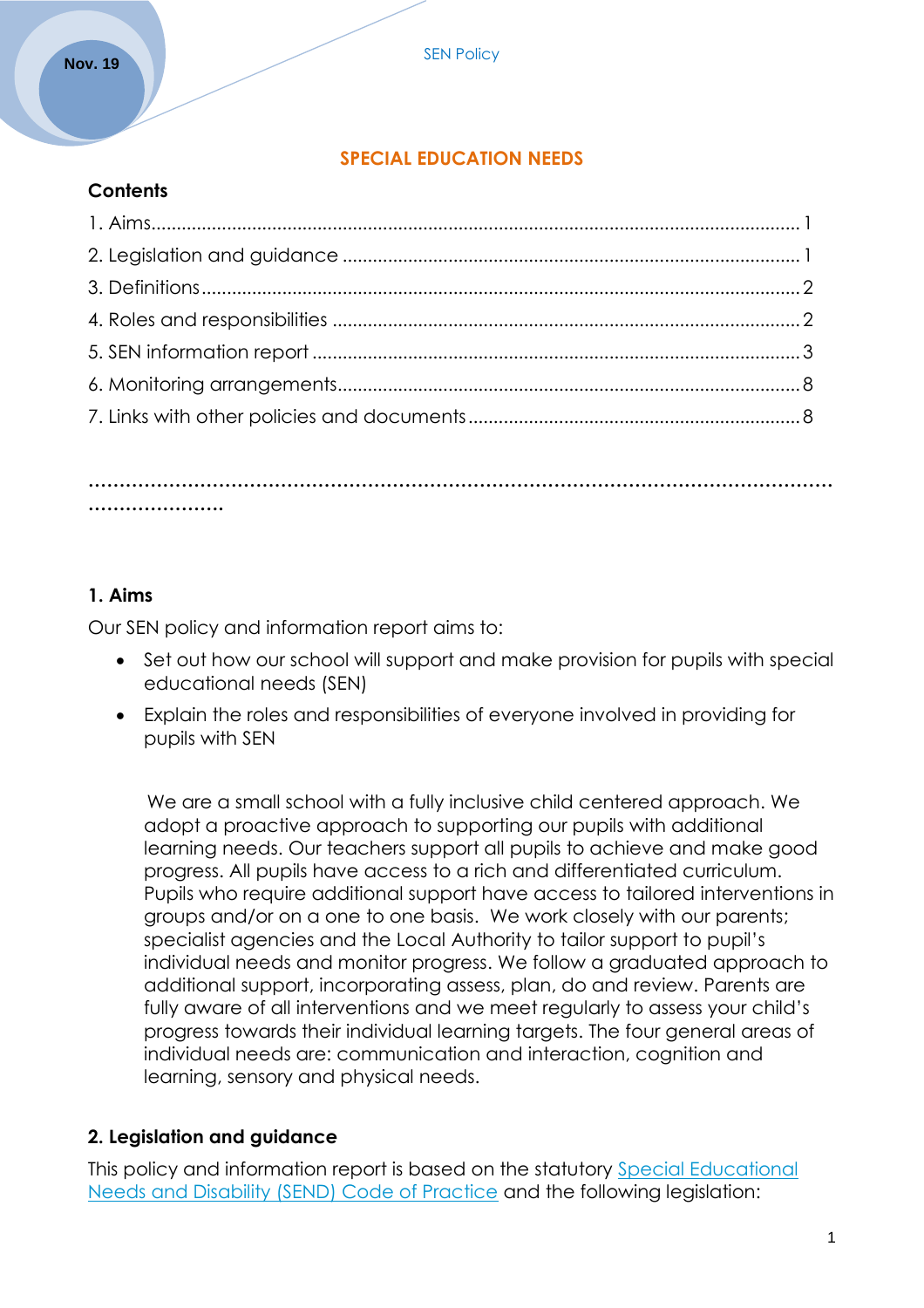# SPECIAL EDUCATION NEEDS

**Contents**

1. Aims........................................................................................................................ 1
2. Legislation and guidance .................................................................................. 1
3. Definitions............................................................................................................. 2
4. Roles and responsibilities ................................................................................... 2
5. SEN information report ....................................................................................... 3
6. Monitoring arrangements.................................................................................. 8
7. Links with other policies and documents ........................................................ 8

..............................................................................................................................

## 1. Aims

Our SEN policy and information report aims to:

- Set out how our school will support and make provision for pupils with special educational needs (SEN)
- Explain the roles and responsibilities of everyone involved in providing for pupils with SEN

We are a small school with a fully inclusive child centered approach. We adopt a proactive approach to supporting our pupils with additional learning needs. Our teachers support all pupils to achieve and make good progress. All pupils have access to a rich and differentiated curriculum. Pupils who require additional support have access to tailored interventions in groups and/or on a one to one basis. We work closely with our parents; specialist agencies and the Local Authority to tailor support to pupil's individual needs and monitor progress. We follow a graduated approach to additional support, incorporating assess, plan, do and review. Parents are fully aware of all interventions and we meet regularly to assess your child's progress towards their individual learning targets. The four general areas of individual needs are: communication and interaction, cognition and learning, sensory and physical needs.

## 2. Legislation and guidance

This policy and information report is based on the statutory Special Educational Needs and Disability (SEND) Code of Practice and the following legislation: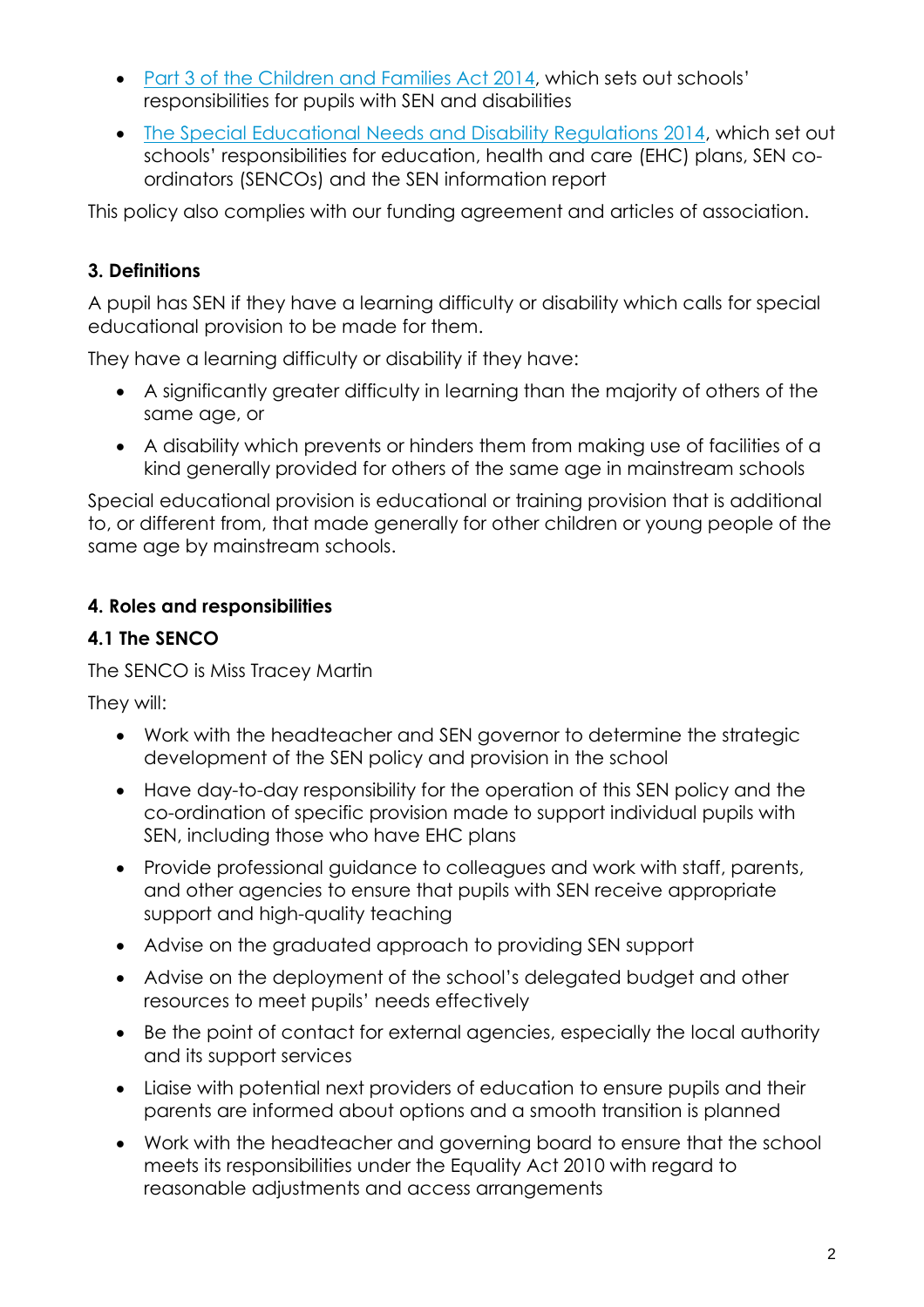- [Part 3 of the Children and Families Act 2014](), which sets out schools' responsibilities for pupils with SEN and disabilities
- [The Special Educational Needs and Disability Regulations 2014](), which set out schools' responsibilities for education, health and care (EHC) plans, SEN co-ordinators (SENCOs) and the SEN information report

This policy also complies with our funding agreement and articles of association.

### 3. Definitions

A pupil has SEN if they have a learning difficulty or disability which calls for special educational provision to be made for them.

They have a learning difficulty or disability if they have:

- A significantly greater difficulty in learning than the majority of others of the same age, or
- A disability which prevents or hinders them from making use of facilities of a kind generally provided for others of the same age in mainstream schools

Special educational provision is educational or training provision that is additional to, or different from, that made generally for other children or young people of the same age by mainstream schools.

### 4. Roles and responsibilities

#### 4.1 The SENCO

The SENCO is Miss Tracey Martin

They will:

- Work with the headteacher and SEN governor to determine the strategic development of the SEN policy and provision in the school
- Have day-to-day responsibility for the operation of this SEN policy and the co-ordination of specific provision made to support individual pupils with SEN, including those who have EHC plans
- Provide professional guidance to colleagues and work with staff, parents, and other agencies to ensure that pupils with SEN receive appropriate support and high-quality teaching
- Advise on the graduated approach to providing SEN support
- Advise on the deployment of the school's delegated budget and other resources to meet pupils' needs effectively
- Be the point of contact for external agencies, especially the local authority and its support services
- Liaise with potential next providers of education to ensure pupils and their parents are informed about options and a smooth transition is planned
- Work with the headteacher and governing board to ensure that the school meets its responsibilities under the Equality Act 2010 with regard to reasonable adjustments and access arrangements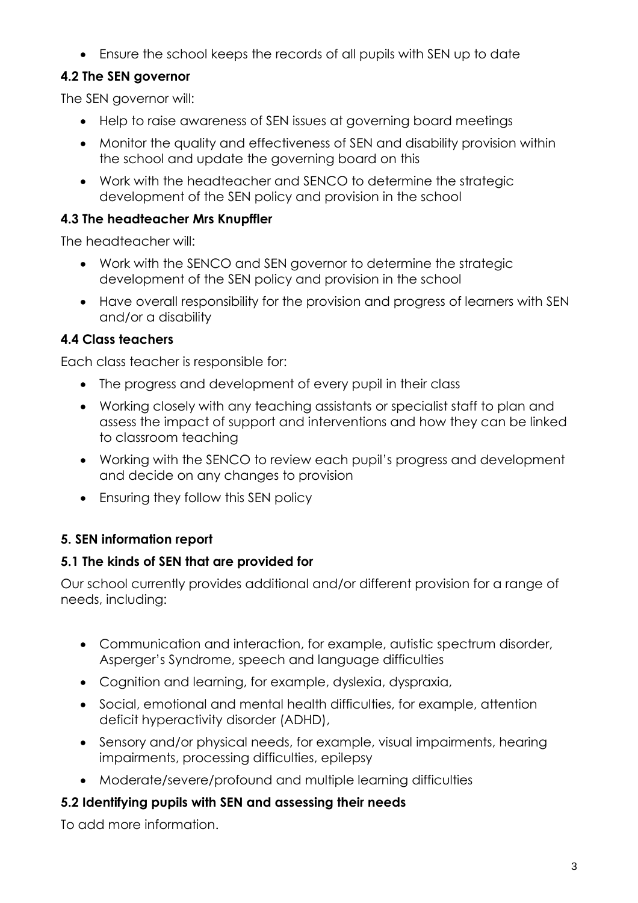- Ensure the school keeps the records of all pupils with SEN up to date

### 4.2 The SEN governor

The SEN governor will:

- Help to raise awareness of SEN issues at governing board meetings
- Monitor the quality and effectiveness of SEN and disability provision within the school and update the governing board on this
- Work with the headteacher and SENCO to determine the strategic development of the SEN policy and provision in the school

### 4.3 The headteacher Mrs Knupffler

The headteacher will:

- Work with the SENCO and SEN governor to determine the strategic development of the SEN policy and provision in the school
- Have overall responsibility for the provision and progress of learners with SEN and/or a disability

### 4.4 Class teachers

Each class teacher is responsible for:

- The progress and development of every pupil in their class
- Working closely with any teaching assistants or specialist staff to plan and assess the impact of support and interventions and how they can be linked to classroom teaching
- Working with the SENCO to review each pupil's progress and development and decide on any changes to provision
- Ensuring they follow this SEN policy

## 5. SEN information report

### 5.1 The kinds of SEN that are provided for

Our school currently provides additional and/or different provision for a range of needs, including:

- Communication and interaction, for example, autistic spectrum disorder, Asperger's Syndrome, speech and language difficulties
- Cognition and learning, for example, dyslexia, dyspraxia,
- Social, emotional and mental health difficulties, for example, attention deficit hyperactivity disorder (ADHD),
- Sensory and/or physical needs, for example, visual impairments, hearing impairments, processing difficulties, epilepsy
- Moderate/severe/profound and multiple learning difficulties

### 5.2 Identifying pupils with SEN and assessing their needs

To add more information.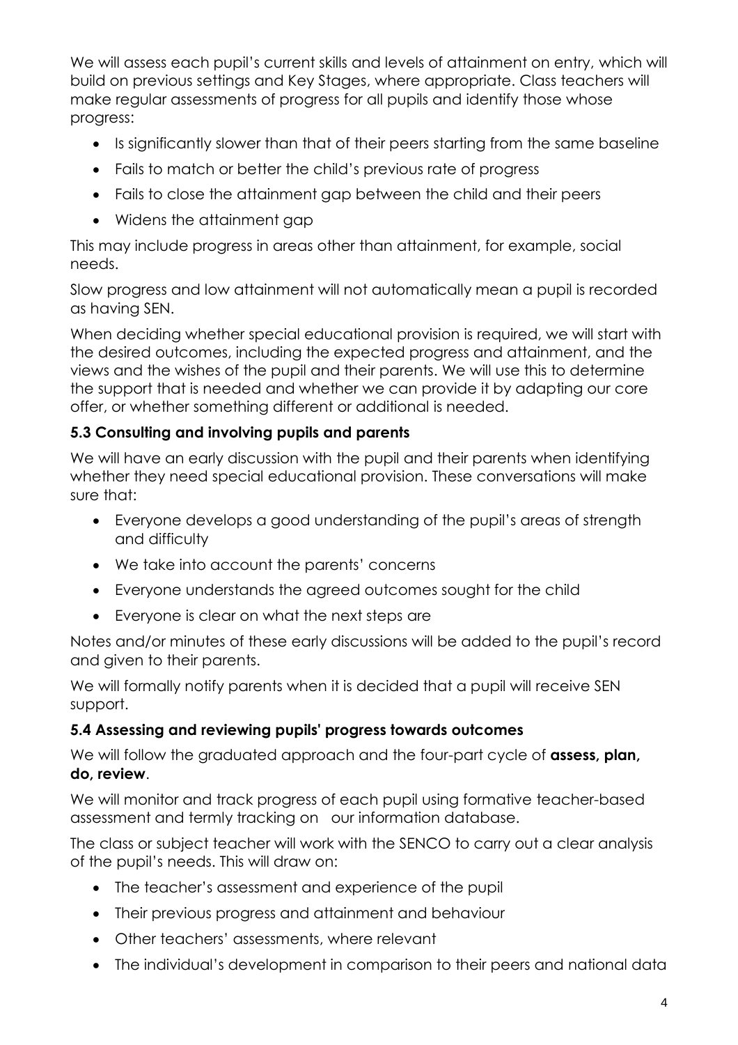We will assess each pupil's current skills and levels of attainment on entry, which will build on previous settings and Key Stages, where appropriate. Class teachers will make regular assessments of progress for all pupils and identify those whose progress:

- Is significantly slower than that of their peers starting from the same baseline
- Fails to match or better the child's previous rate of progress
- Fails to close the attainment gap between the child and their peers
- Widens the attainment gap

This may include progress in areas other than attainment, for example, social needs.

Slow progress and low attainment will not automatically mean a pupil is recorded as having SEN.

When deciding whether special educational provision is required, we will start with the desired outcomes, including the expected progress and attainment, and the views and the wishes of the pupil and their parents. We will use this to determine the support that is needed and whether we can provide it by adapting our core offer, or whether something different or additional is needed.

### 5.3 Consulting and involving pupils and parents

We will have an early discussion with the pupil and their parents when identifying whether they need special educational provision. These conversations will make sure that:

- Everyone develops a good understanding of the pupil's areas of strength and difficulty
- We take into account the parents' concerns
- Everyone understands the agreed outcomes sought for the child
- Everyone is clear on what the next steps are

Notes and/or minutes of these early discussions will be added to the pupil's record and given to their parents.

We will formally notify parents when it is decided that a pupil will receive SEN support.

### 5.4 Assessing and reviewing pupils' progress towards outcomes

We will follow the graduated approach and the four-part cycle of **assess, plan, do, review**.

We will monitor and track progress of each pupil using formative teacher-based assessment and termly tracking on our information database.

The class or subject teacher will work with the SENCO to carry out a clear analysis of the pupil's needs. This will draw on:

- The teacher's assessment and experience of the pupil
- Their previous progress and attainment and behaviour
- Other teachers' assessments, where relevant
- The individual's development in comparison to their peers and national data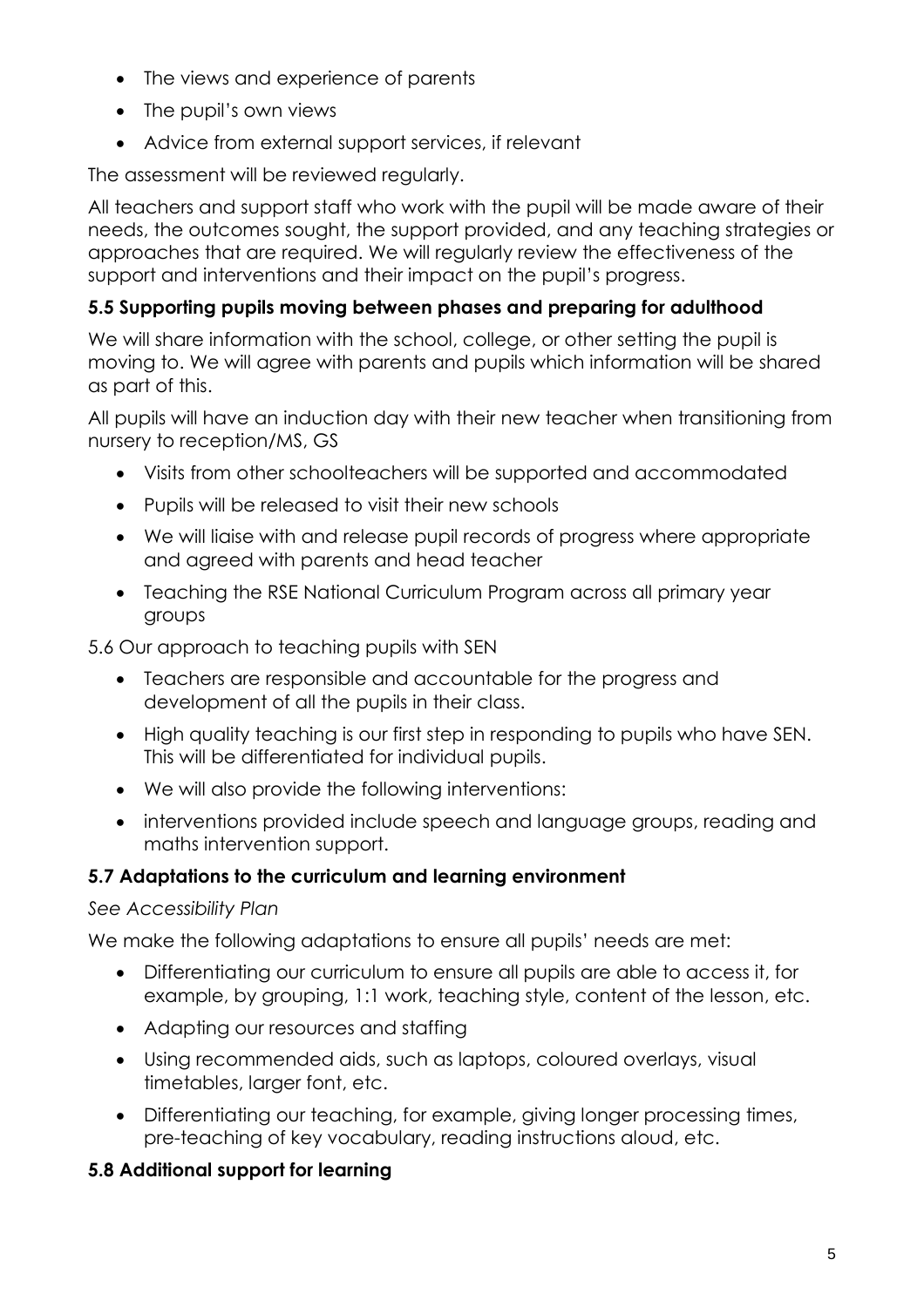- The views and experience of parents
- The pupil's own views
- Advice from external support services, if relevant

The assessment will be reviewed regularly.

All teachers and support staff who work with the pupil will be made aware of their needs, the outcomes sought, the support provided, and any teaching strategies or approaches that are required. We will regularly review the effectiveness of the support and interventions and their impact on the pupil's progress.

### 5.5 Supporting pupils moving between phases and preparing for adulthood

We will share information with the school, college, or other setting the pupil is moving to. We will agree with parents and pupils which information will be shared as part of this.

All pupils will have an induction day with their new teacher when transitioning from nursery to reception/MS, GS

- Visits from other schoolteachers will be supported and accommodated
- Pupils will be released to visit their new schools
- We will liaise with and release pupil records of progress where appropriate and agreed with parents and head teacher
- Teaching the RSE National Curriculum Program across all primary year groups

5.6 Our approach to teaching pupils with SEN

- Teachers are responsible and accountable for the progress and development of all the pupils in their class.
- High quality teaching is our first step in responding to pupils who have SEN. This will be differentiated for individual pupils.
- We will also provide the following interventions:
- interventions provided include speech and language groups, reading and maths intervention support.

### 5.7 Adaptations to the curriculum and learning environment

*See Accessibility Plan*

We make the following adaptations to ensure all pupils' needs are met:

- Differentiating our curriculum to ensure all pupils are able to access it, for example, by grouping, 1:1 work, teaching style, content of the lesson, etc.
- Adapting our resources and staffing
- Using recommended aids, such as laptops, coloured overlays, visual timetables, larger font, etc.
- Differentiating our teaching, for example, giving longer processing times, pre-teaching of key vocabulary, reading instructions aloud, etc.

### 5.8 Additional support for learning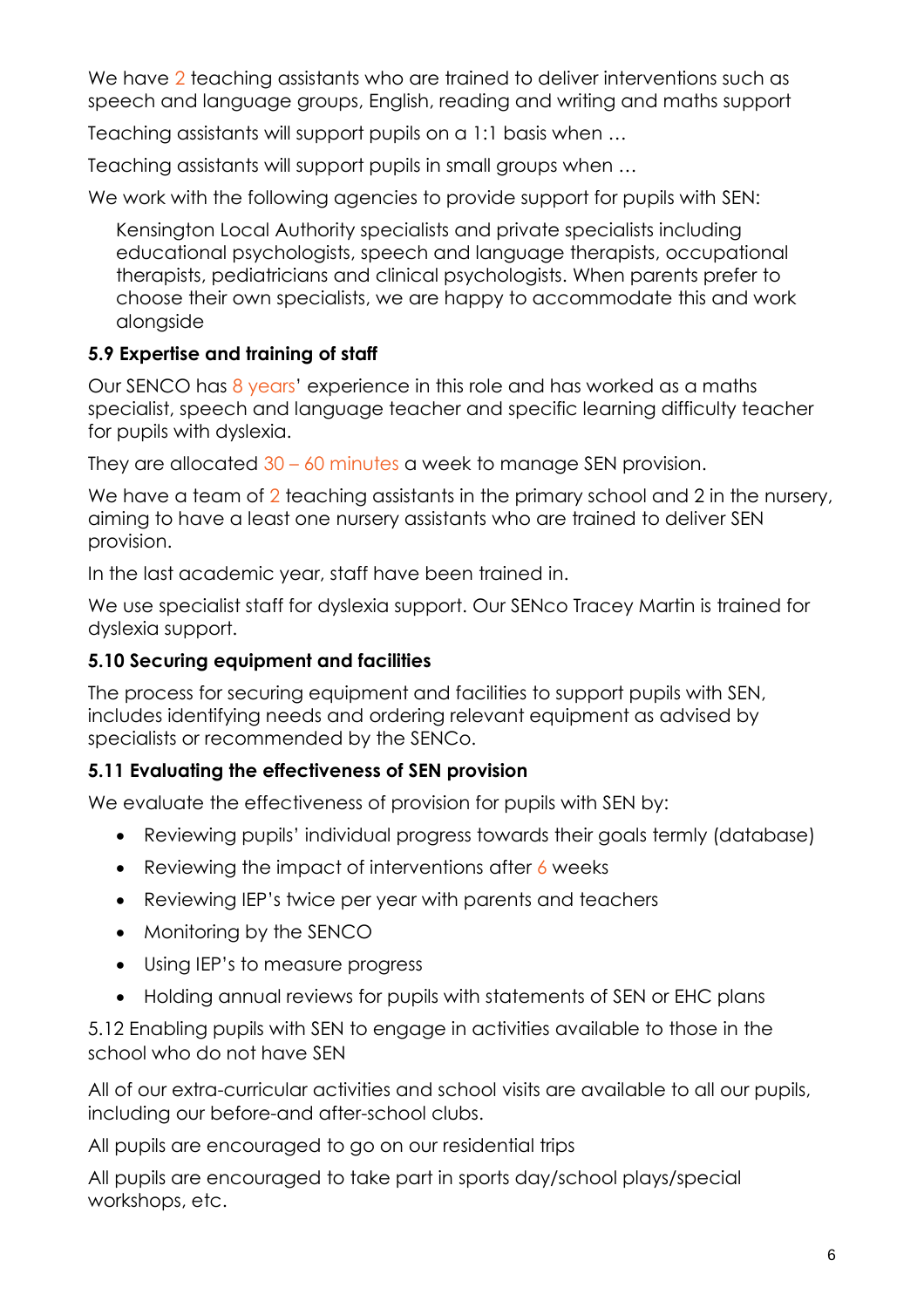We have 2 teaching assistants who are trained to deliver interventions such as speech and language groups, English, reading and writing and maths support

Teaching assistants will support pupils on a 1:1 basis when …

Teaching assistants will support pupils in small groups when …

We work with the following agencies to provide support for pupils with SEN:

> Kensington Local Authority specialists and private specialists including educational psychologists, speech and language therapists, occupational therapists, pediatricians and clinical psychologists. When parents prefer to choose their own specialists, we are happy to accommodate this and work alongside

### 5.9 Expertise and training of staff

Our SENCO has 8 years' experience in this role and has worked as a maths specialist, speech and language teacher and specific learning difficulty teacher for pupils with dyslexia.

They are allocated 30 – 60 minutes a week to manage SEN provision.

We have a team of 2 teaching assistants in the primary school and 2 in the nursery, aiming to have a least one nursery assistants who are trained to deliver SEN provision.

In the last academic year, staff have been trained in.

We use specialist staff for dyslexia support. Our SENco Tracey Martin is trained for dyslexia support.

### 5.10 Securing equipment and facilities

The process for securing equipment and facilities to support pupils with SEN, includes identifying needs and ordering relevant equipment as advised by specialists or recommended by the SENCo.

### 5.11 Evaluating the effectiveness of SEN provision

We evaluate the effectiveness of provision for pupils with SEN by:

- Reviewing pupils' individual progress towards their goals termly (database)
- Reviewing the impact of interventions after 6 weeks
- Reviewing IEP's twice per year with parents and teachers
- Monitoring by the SENCO
- Using IEP's to measure progress
- Holding annual reviews for pupils with statements of SEN or EHC plans

5.12 Enabling pupils with SEN to engage in activities available to those in the school who do not have SEN

All of our extra-curricular activities and school visits are available to all our pupils, including our before-and after-school clubs.

All pupils are encouraged to go on our residential trips

All pupils are encouraged to take part in sports day/school plays/special workshops, etc.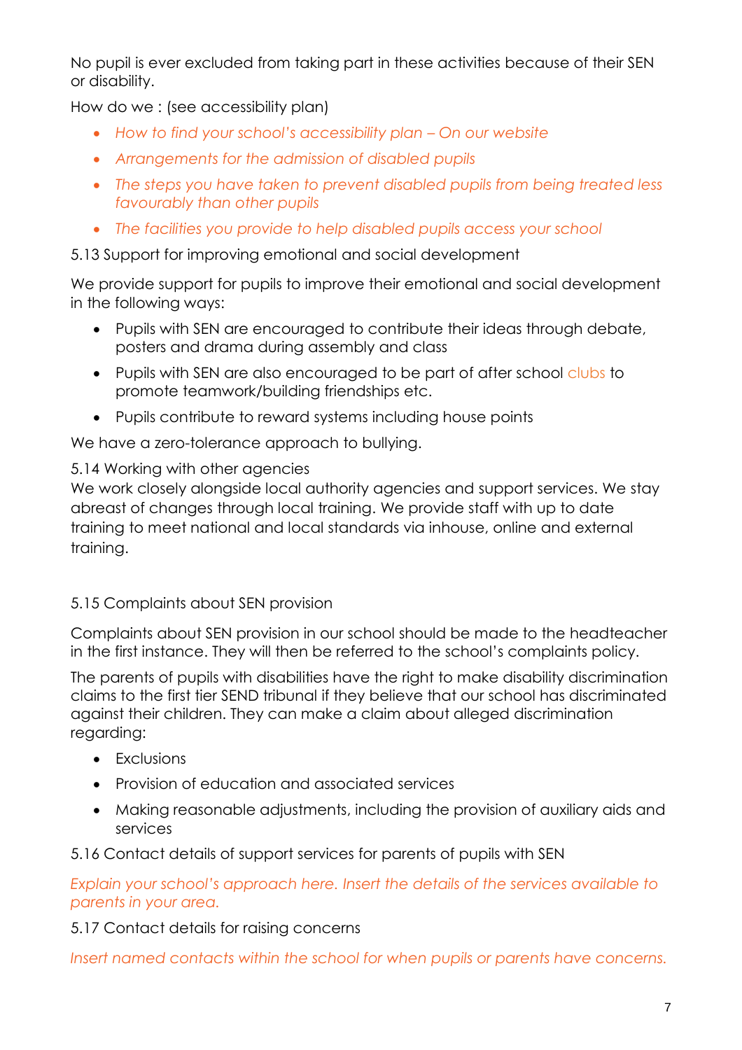No pupil is ever excluded from taking part in these activities because of their SEN or disability.

How do we : (see accessibility plan)

- *How to find your school's accessibility plan – On our website*
- *Arrangements for the admission of disabled pupils*
- *The steps you have taken to prevent disabled pupils from being treated less favourably than other pupils*
- *The facilities you provide to help disabled pupils access your school*

5.13 Support for improving emotional and social development

We provide support for pupils to improve their emotional and social development in the following ways:

- Pupils with SEN are encouraged to contribute their ideas through debate, posters and drama during assembly and class
- Pupils with SEN are also encouraged to be part of after school clubs to promote teamwork/building friendships etc.
- Pupils contribute to reward systems including house points

We have a zero-tolerance approach to bullying.

5.14 Working with other agencies

We work closely alongside local authority agencies and support services. We stay abreast of changes through local training. We provide staff with up to date training to meet national and local standards via inhouse, online and external training.

5.15 Complaints about SEN provision

Complaints about SEN provision in our school should be made to the headteacher in the first instance. They will then be referred to the school's complaints policy.

The parents of pupils with disabilities have the right to make disability discrimination claims to the first tier SEND tribunal if they believe that our school has discriminated against their children. They can make a claim about alleged discrimination regarding:

- Exclusions
- Provision of education and associated services
- Making reasonable adjustments, including the provision of auxiliary aids and services

5.16 Contact details of support services for parents of pupils with SEN

*Explain your school's approach here. Insert the details of the services available to parents in your area.*

5.17 Contact details for raising concerns

*Insert named contacts within the school for when pupils or parents have concerns.*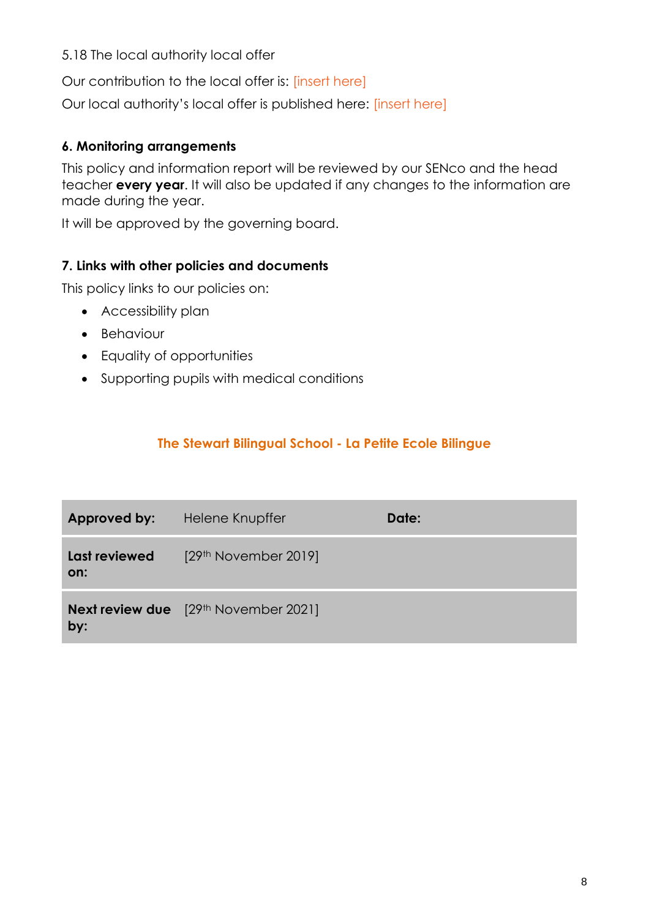5.18 The local authority local offer

Our contribution to the local offer is: [insert here]

Our local authority's local offer is published here: [insert here]

### 6. Monitoring arrangements

This policy and information report will be reviewed by our SENco and the head teacher **every year**. It will also be updated if any changes to the information are made during the year.

It will be approved by the governing board.

### 7. Links with other policies and documents

This policy links to our policies on:

- Accessibility plan
- Behaviour
- Equality of opportunities
- Supporting pupils with medical conditions

**The Stewart Bilingual School - La Petite Ecole Bilingue**

| | | | |
|---|---|---|---|
| **Approved by:** | Helene Knupffer | **Date:** | |
| **Last reviewed on:** | [29th November 2019] | | |
| **Next review due by:** | [29th November 2021] | | |